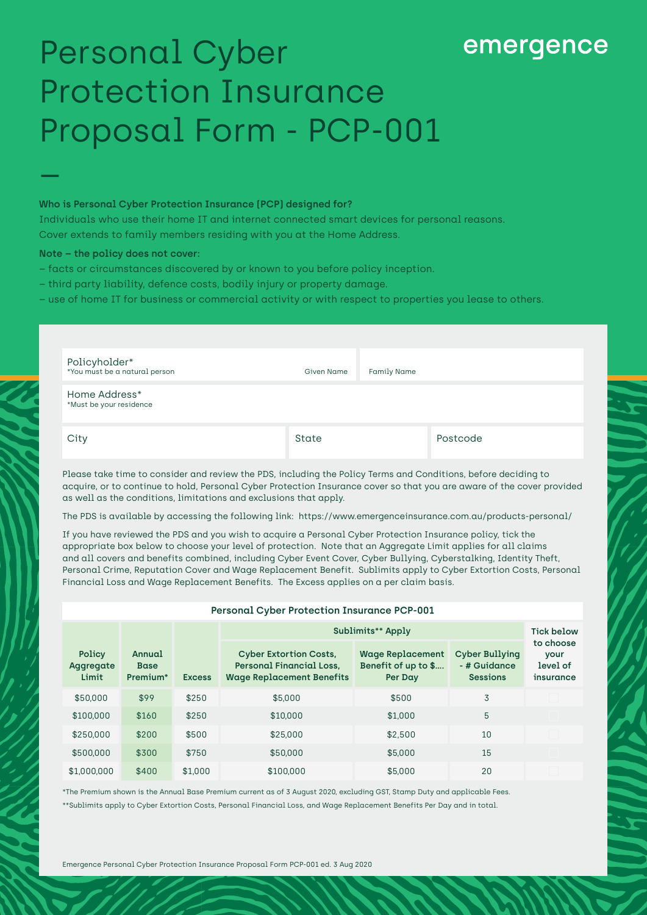emergence

# Personal Cyber Protection Insurance Proposal Form - PCP-001

—

**Who is Personal Cyber Protection Insurance (PCP) designed for?**

Individuals who use their home IT and internet connected smart devices for personal reasons.
Cover extends to family members residing with you at the Home Address.

**Note – the policy does not cover:**

– facts or circumstances discovered by or known to you before policy inception.
– third party liability, defence costs, bodily injury or property damage.
– use of home IT for business or commercial activity or with respect to properties you lease to others.

| | | |
|---|---|---|
| Policyholder* *You must be a natural person | Given Name | Family Name |
| Home Address* *Must be your residence | | |
| City | State | Postcode |

Please take time to consider and review the PDS, including the Policy Terms and Conditions, before deciding to acquire, or to continue to hold, Personal Cyber Protection Insurance cover so that you are aware of the cover provided as well as the conditions, limitations and exclusions that apply.

The PDS is available by accessing the following link: https://www.emergenceinsurance.com.au/products-personal/

If you have reviewed the PDS and you wish to acquire a Personal Cyber Protection Insurance policy, tick the appropriate box below to choose your level of protection. Note that an Aggregate Limit applies for all claims and all covers and benefits combined, including Cyber Event Cover, Cyber Bullying, Cyberstalking, Identity Theft, Personal Crime, Reputation Cover and Wage Replacement Benefit. Sublimits apply to Cyber Extortion Costs, Personal Financial Loss and Wage Replacement Benefits. The Excess applies on a per claim basis.

**Personal Cyber Protection Insurance PCP-001**

| Policy Aggregate Limit | Annual Base Premium* | Excess | Sublimits** Apply | | | Tick below to choose your level of insurance |
|---|---|---|---|---|---|---|
| | | | Cyber Extortion Costs, Personal Financial Loss, Wage Replacement Benefits | Wage Replacement Benefit of up to $.... Per Day | Cyber Bullying - # Guidance Sessions | |
| $50,000 | $99 | $250 | $5,000 | $500 | 3 | ☐ |
| $100,000 | $160 | $250 | $10,000 | $1,000 | 5 | ☐ |
| $250,000 | $200 | $500 | $25,000 | $2,500 | 10 | ☐ |
| $500,000 | $300 | $750 | $50,000 | $5,000 | 15 | ☐ |
| $1,000,000 | $400 | $1,000 | $100,000 | $5,000 | 20 | ☐ |

*The Premium shown is the Annual Base Premium current as of 3 August 2020, excluding GST, Stamp Duty and applicable Fees.

**Sublimits apply to Cyber Extortion Costs, Personal Financial Loss, and Wage Replacement Benefits Per Day and in total.

Emergence Personal Cyber Protection Insurance Proposal Form PCP-001 ed. 3 Aug 2020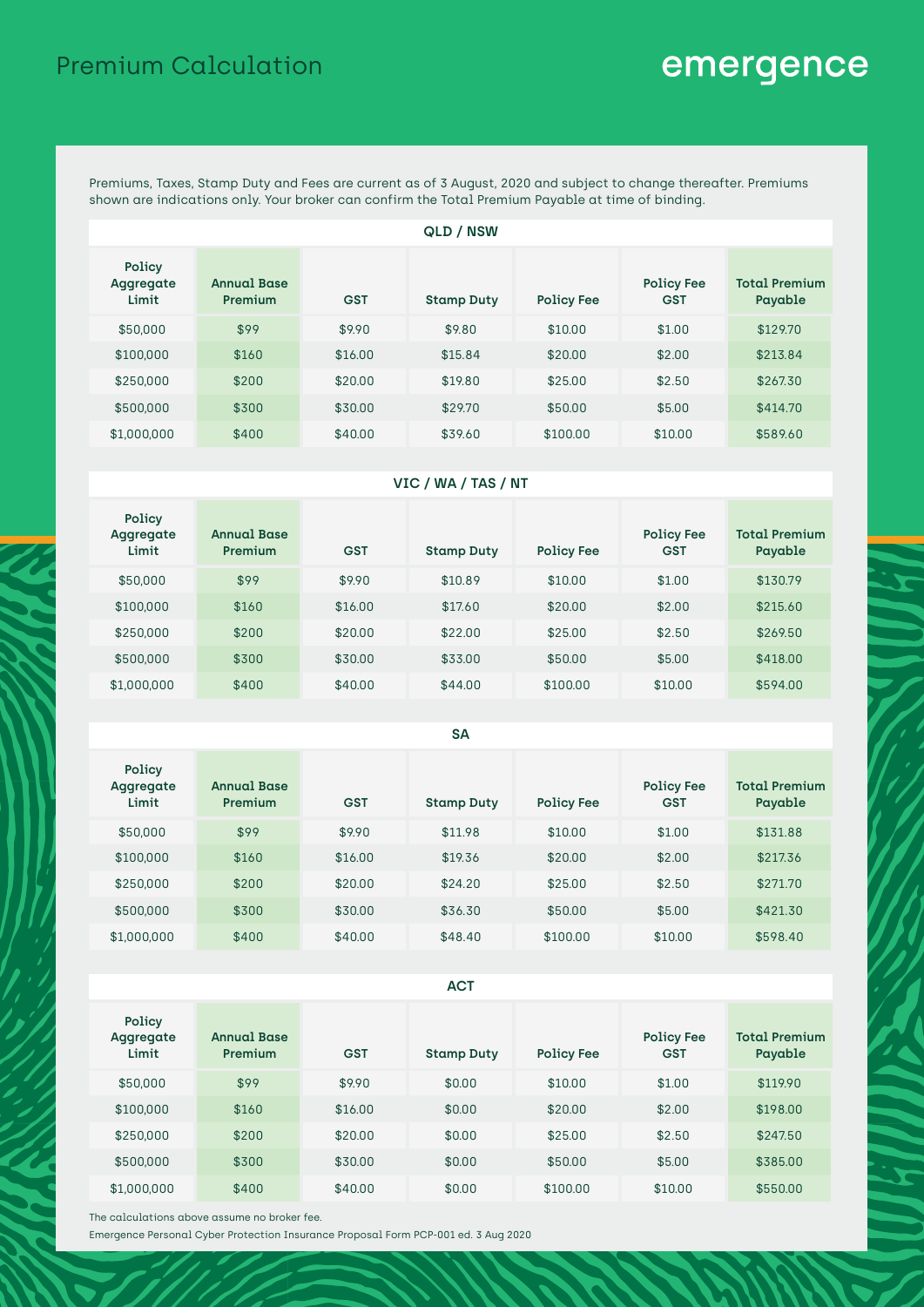# Premium Calculation

emergence

Premiums, Taxes, Stamp Duty and Fees are current as of 3 August, 2020 and subject to change thereafter. Premiums shown are indications only. Your broker can confirm the Total Premium Payable at time of binding.

## QLD / NSW

| Policy Aggregate Limit | Annual Base Premium | GST | Stamp Duty | Policy Fee | Policy Fee GST | Total Premium Payable |
|---|---|---|---|---|---|---|
| $50,000 | $99 | $9.90 | $9.80 | $10.00 | $1.00 | $129.70 |
| $100,000 | $160 | $16.00 | $15.84 | $20.00 | $2.00 | $213.84 |
| $250,000 | $200 | $20.00 | $19.80 | $25.00 | $2.50 | $267.30 |
| $500,000 | $300 | $30.00 | $29.70 | $50.00 | $5.00 | $414.70 |
| $1,000,000 | $400 | $40.00 | $39.60 | $100.00 | $10.00 | $589.60 |

## VIC / WA / TAS / NT

| Policy Aggregate Limit | Annual Base Premium | GST | Stamp Duty | Policy Fee | Policy Fee GST | Total Premium Payable |
|---|---|---|---|---|---|---|
| $50,000 | $99 | $9.90 | $10.89 | $10.00 | $1.00 | $130.79 |
| $100,000 | $160 | $16.00 | $17.60 | $20.00 | $2.00 | $215.60 |
| $250,000 | $200 | $20.00 | $22.00 | $25.00 | $2.50 | $269.50 |
| $500,000 | $300 | $30.00 | $33.00 | $50.00 | $5.00 | $418.00 |
| $1,000,000 | $400 | $40.00 | $44.00 | $100.00 | $10.00 | $594.00 |

## SA

| Policy Aggregate Limit | Annual Base Premium | GST | Stamp Duty | Policy Fee | Policy Fee GST | Total Premium Payable |
|---|---|---|---|---|---|---|
| $50,000 | $99 | $9.90 | $11.98 | $10.00 | $1.00 | $131.88 |
| $100,000 | $160 | $16.00 | $19.36 | $20.00 | $2.00 | $217.36 |
| $250,000 | $200 | $20.00 | $24.20 | $25.00 | $2.50 | $271.70 |
| $500,000 | $300 | $30.00 | $36.30 | $50.00 | $5.00 | $421.30 |
| $1,000,000 | $400 | $40.00 | $48.40 | $100.00 | $10.00 | $598.40 |

## ACT

| Policy Aggregate Limit | Annual Base Premium | GST | Stamp Duty | Policy Fee | Policy Fee GST | Total Premium Payable |
|---|---|---|---|---|---|---|
| $50,000 | $99 | $9.90 | $0.00 | $10.00 | $1.00 | $119.90 |
| $100,000 | $160 | $16.00 | $0.00 | $20.00 | $2.00 | $198.00 |
| $250,000 | $200 | $20.00 | $0.00 | $25.00 | $2.50 | $247.50 |
| $500,000 | $300 | $30.00 | $0.00 | $50.00 | $5.00 | $385.00 |
| $1,000,000 | $400 | $40.00 | $0.00 | $100.00 | $10.00 | $550.00 |

The calculations above assume no broker fee.

Emergence Personal Cyber Protection Insurance Proposal Form PCP-001 ed. 3 Aug 2020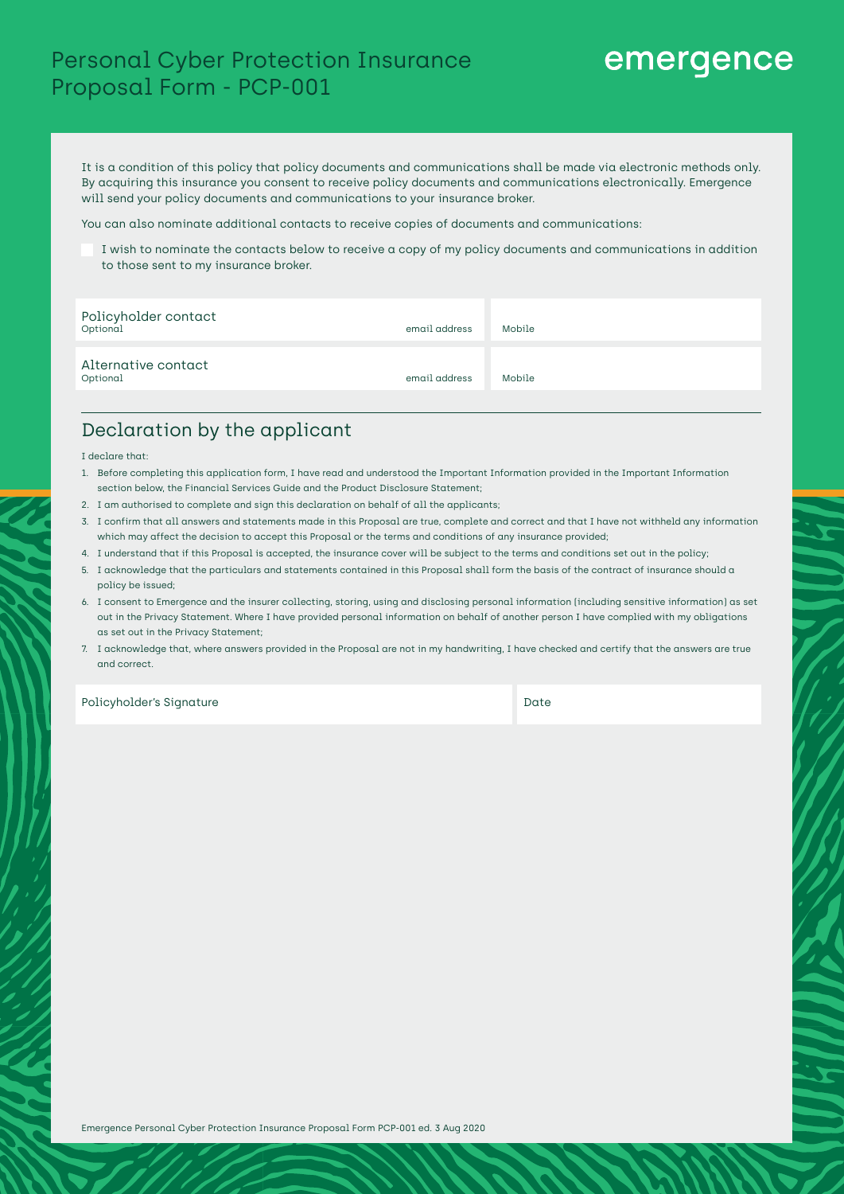# Personal Cyber Protection Insurance Proposal Form - PCP-001

emergence

It is a condition of this policy that policy documents and communications shall be made via electronic methods only. By acquiring this insurance you consent to receive policy documents and communications electronically. Emergence will send your policy documents and communications to your insurance broker.

You can also nominate additional contacts to receive copies of documents and communications:

- [ ] I wish to nominate the contacts below to receive a copy of my policy documents and communications in addition to those sent to my insurance broker.

| | | |
|---|---|---|
| Policyholder contact<br>Optional | email address | Mobile |
| Alternative contact<br>Optional | email address | Mobile |

## Declaration by the applicant

I declare that:

1. Before completing this application form, I have read and understood the Important Information provided in the Important Information section below, the Financial Services Guide and the Product Disclosure Statement;
2. I am authorised to complete and sign this declaration on behalf of all the applicants;
3. I confirm that all answers and statements made in this Proposal are true, complete and correct and that I have not withheld any information which may affect the decision to accept this Proposal or the terms and conditions of any insurance provided;
4. I understand that if this Proposal is accepted, the insurance cover will be subject to the terms and conditions set out in the policy;
5. I acknowledge that the particulars and statements contained in this Proposal shall form the basis of the contract of insurance should a policy be issued;
6. I consent to Emergence and the insurer collecting, storing, using and disclosing personal information (including sensitive information) as set out in the Privacy Statement. Where I have provided personal information on behalf of another person I have complied with my obligations as set out in the Privacy Statement;
7. I acknowledge that, where answers provided in the Proposal are not in my handwriting, I have checked and certify that the answers are true and correct.

| | |
|---|---|
| Policyholder's Signature | Date |

Emergence Personal Cyber Protection Insurance Proposal Form PCP-001 ed. 3 Aug 2020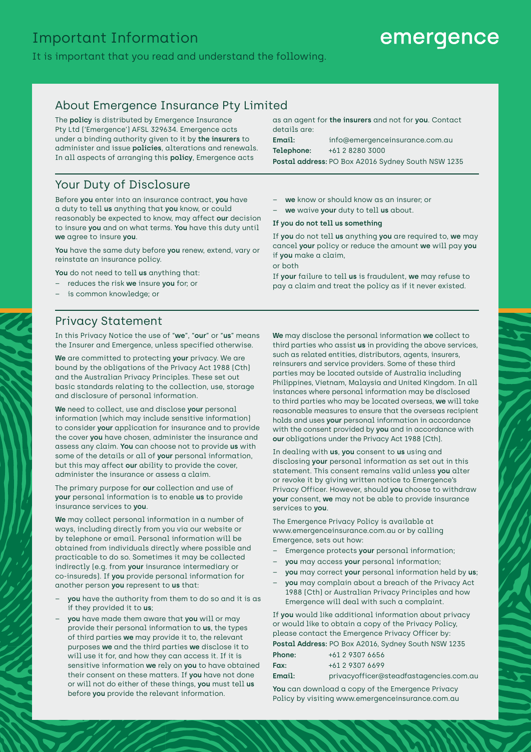# Important Information

emergence

It is important that you read and understand the following.

## About Emergence Insurance Pty Limited

The **policy** is distributed by Emergence Insurance Pty Ltd ('Emergence') AFSL 329634. Emergence acts under a binding authority given to it by **the insurers** to administer and issue **policies**, alterations and renewals. In all aspects of arranging this **policy**, Emergence acts as an agent for **the insurers** and not for **you**. Contact details are:

**Email:** info@emergenceinsurance.com.au
**Telephone:** +61 2 8280 3000
**Postal address:** PO Box A2016 Sydney South NSW 1235

## Your Duty of Disclosure

Before **you** enter into an insurance contract, **you** have a duty to tell **us** anything that **you** know, or could reasonably be expected to know, may affect **our** decision to insure **you** and on what terms. **You** have this duty until **we** agree to insure **you**.

**You** have the same duty before **you** renew, extend, vary or reinstate an insurance policy.

**You** do not need to tell **us** anything that:

- reduces the risk **we** insure **you** for; or
- is common knowledge; or
- **we** know or should know as an insurer; or
- **we** waive **your** duty to tell **us** about.

**If you do not tell us something**

If **you** do not tell **us** anything **you** are required to, **we** may cancel **your** policy or reduce the amount **we** will pay **you** if **you** make a claim,
or both

If **your** failure to tell **us** is fraudulent, **we** may refuse to pay a claim and treat the policy as if it never existed.

## Privacy Statement

In this Privacy Notice the use of "**we**", "**our**" or "**us**" means the Insurer and Emergence, unless specified otherwise.

**We** are committed to protecting **your** privacy. We are bound by the obligations of the Privacy Act 1988 (Cth) and the Australian Privacy Principles. These set out basic standards relating to the collection, use, storage and disclosure of personal information.

**We** need to collect, use and disclose **your** personal information (which may include sensitive information) to consider **your** application for insurance and to provide the cover **you** have chosen, administer the insurance and assess any claim. **You** can choose not to provide **us** with some of the details or all of **your** personal information, but this may affect **our** ability to provide the cover, administer the insurance or assess a claim.

The primary purpose for **our** collection and use of **your** personal information is to enable **us** to provide insurance services to **you**.

**We** may collect personal information in a number of ways, including directly from you via our website or by telephone or email. Personal information will be obtained from individuals directly where possible and practicable to do so. Sometimes it may be collected indirectly (e.g. from **your** insurance intermediary or co-insureds). If **you** provide personal information for another person **you** represent to **us** that:

- **you** have the authority from them to do so and it is as if they provided it to **us**;
- **you** have made them aware that **you** will or may provide their personal information to **us**, the types of third parties **we** may provide it to, the relevant purposes **we** and the third parties **we** disclose it to will use it for, and how they can access it. If it is sensitive information **we** rely on **you** to have obtained their consent on these matters. If **you** have not done or will not do either of these things, **you** must tell **us** before **you** provide the relevant information.

**We** may disclose the personal information **we** collect to third parties who assist **us** in providing the above services, such as related entities, distributors, agents, insurers, reinsurers and service providers. Some of these third parties may be located outside of Australia including Philippines, Vietnam, Malaysia and United Kingdom. In all instances where personal information may be disclosed to third parties who may be located overseas, **we** will take reasonable measures to ensure that the overseas recipient holds and uses **your** personal information in accordance with the consent provided by **you** and in accordance with **our** obligations under the Privacy Act 1988 (Cth).

In dealing with **us**, **you** consent to **us** using and disclosing **your** personal information as set out in this statement. This consent remains valid unless **you** alter or revoke it by giving written notice to Emergence's Privacy Officer. However, should **you** choose to withdraw **your** consent, **we** may not be able to provide insurance services to **you**.

The Emergence Privacy Policy is available at www.emergenceinsurance.com.au or by calling Emergence, sets out how:

- Emergence protects **your** personal information;
- **you** may access **your** personal information;
- **you** may correct **your** personal information held by **us**;
- **you** may complain about a breach of the Privacy Act 1988 (Cth) or Australian Privacy Principles and how Emergence will deal with such a complaint.

If **you** would like additional information about privacy or would like to obtain a copy of the Privacy Policy, please contact the Emergence Privacy Officer by:

**Postal Address:** PO Box A2016, Sydney South NSW 1235
**Phone:** +61 2 9307 6656
**Fax:** +61 2 9307 6699
**Email:** privacyofficer@steadfastagencies.com.au

**You** can download a copy of the Emergence Privacy Policy by visiting www.emergenceinsurance.com.au